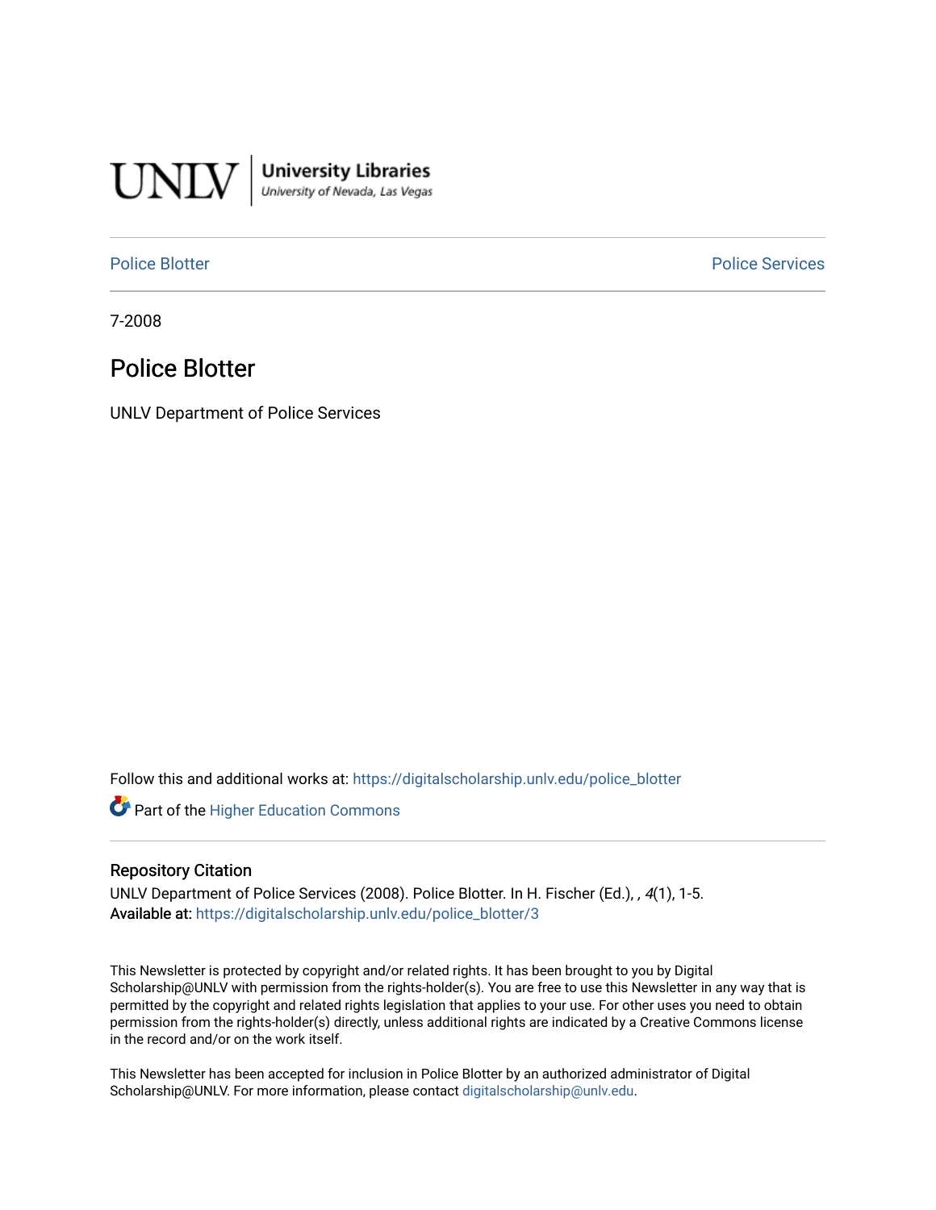UNLV | University Libraries
University of Nevada, Las Vegas

Police Blotter | Police Services

7-2008

# Police Blotter

UNLV Department of Police Services

Follow this and additional works at: https://digitalscholarship.unlv.edu/police_blotter

Part of the Higher Education Commons

## Repository Citation

UNLV Department of Police Services (2008). Police Blotter. In H. Fischer (Ed.), , *4*(1), 1-5.
**Available at:** https://digitalscholarship.unlv.edu/police_blotter/3

This Newsletter is protected by copyright and/or related rights. It has been brought to you by Digital Scholarship@UNLV with permission from the rights-holder(s). You are free to use this Newsletter in any way that is permitted by the copyright and related rights legislation that applies to your use. For other uses you need to obtain permission from the rights-holder(s) directly, unless additional rights are indicated by a Creative Commons license in the record and/or on the work itself.

This Newsletter has been accepted for inclusion in Police Blotter by an authorized administrator of Digital Scholarship@UNLV. For more information, please contact digitalscholarship@unlv.edu.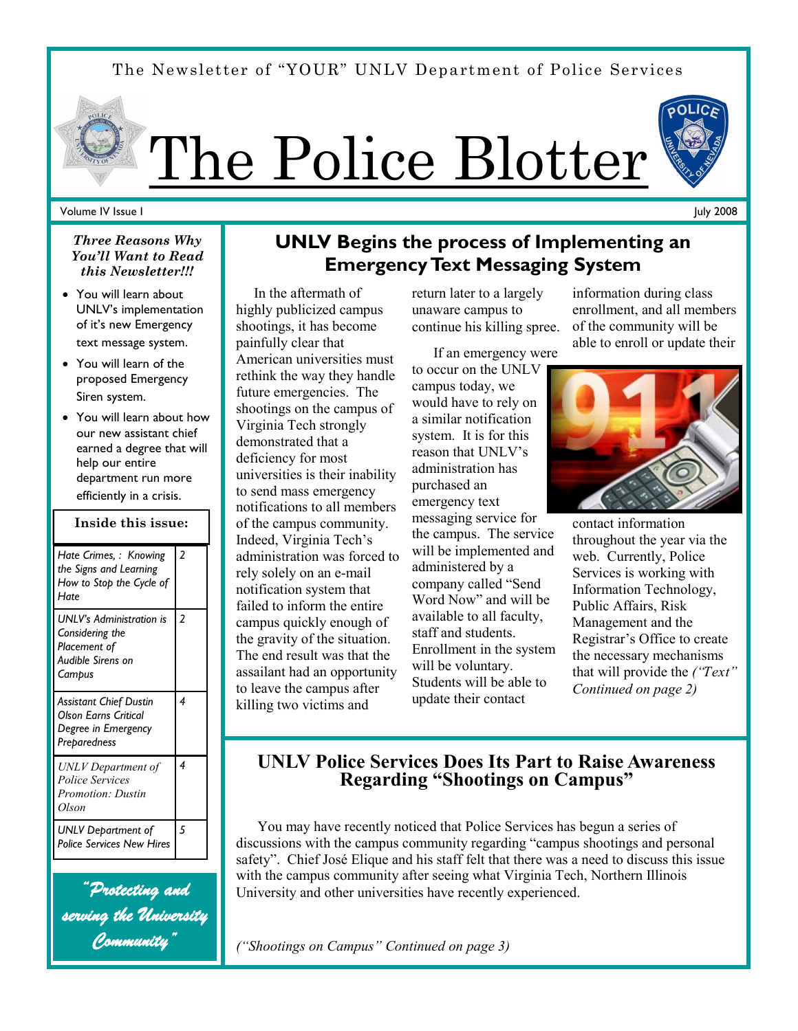The Newsletter of "YOUR" UNLV Department of Police Services

# The Police Blotter

Volume IV Issue I

July 2008

***Three Reasons Why You'll Want to Read this Newsletter!!!***

- You will learn about UNLV's implementation of it's new Emergency text message system.
- You will learn of the proposed Emergency Siren system.
- You will learn about how our new assistant chief earned a degree that will help our entire department run more efficiently in a crisis.

| Inside this issue: | |
|---|---|
| *Hate Crimes, : Knowing the Signs and Learning How to Stop the Cycle of Hate* | 2 |
| *UNLV's Administration is Considering the Placement of Audible Sirens on Campus* | 2 |
| *Assistant Chief Dustin Olson Earns Critical Degree in Emergency Preparedness* | 4 |
| *UNLV Department of Police Services Promotion: Dustin Olson* | 4 |
| *UNLV Department of Police Services New Hires* | 5 |

*"Protecting and serving the University Community"*

## UNLV Begins the process of Implementing an Emergency Text Messaging System

In the aftermath of highly publicized campus shootings, it has become painfully clear that American universities must rethink the way they handle future emergencies. The shootings on the campus of Virginia Tech strongly demonstrated that a deficiency for most universities is their inability to send mass emergency notifications to all members of the campus community. Indeed, Virginia Tech's administration was forced to rely solely on an e-mail notification system that failed to inform the entire campus quickly enough of the gravity of the situation. The end result was that the assailant had an opportunity to leave the campus after killing two victims and return later to a largely unaware campus to continue his killing spree.

If an emergency were to occur on the UNLV campus today, we would have to rely on a similar notification system. It is for this reason that UNLV's administration has purchased an emergency text messaging service for the campus. The service will be implemented and administered by a company called "Send Word Now" and will be available to all faculty, staff and students. Enrollment in the system will be voluntary. Students will be able to update their contact information during class enrollment, and all members of the community will be able to enroll or update their contact information throughout the year via the web. Currently, Police Services is working with Information Technology, Public Affairs, Risk Management and the Registrar's Office to create the necessary mechanisms that will provide the *("Text" Continued on page 2)*

## UNLV Police Services Does Its Part to Raise Awareness Regarding "Shootings on Campus"

You may have recently noticed that Police Services has begun a series of discussions with the campus community regarding "campus shootings and personal safety". Chief José Elique and his staff felt that there was a need to discuss this issue with the campus community after seeing what Virginia Tech, Northern Illinois University and other universities have recently experienced.

*("Shootings on Campus" Continued on page 3)*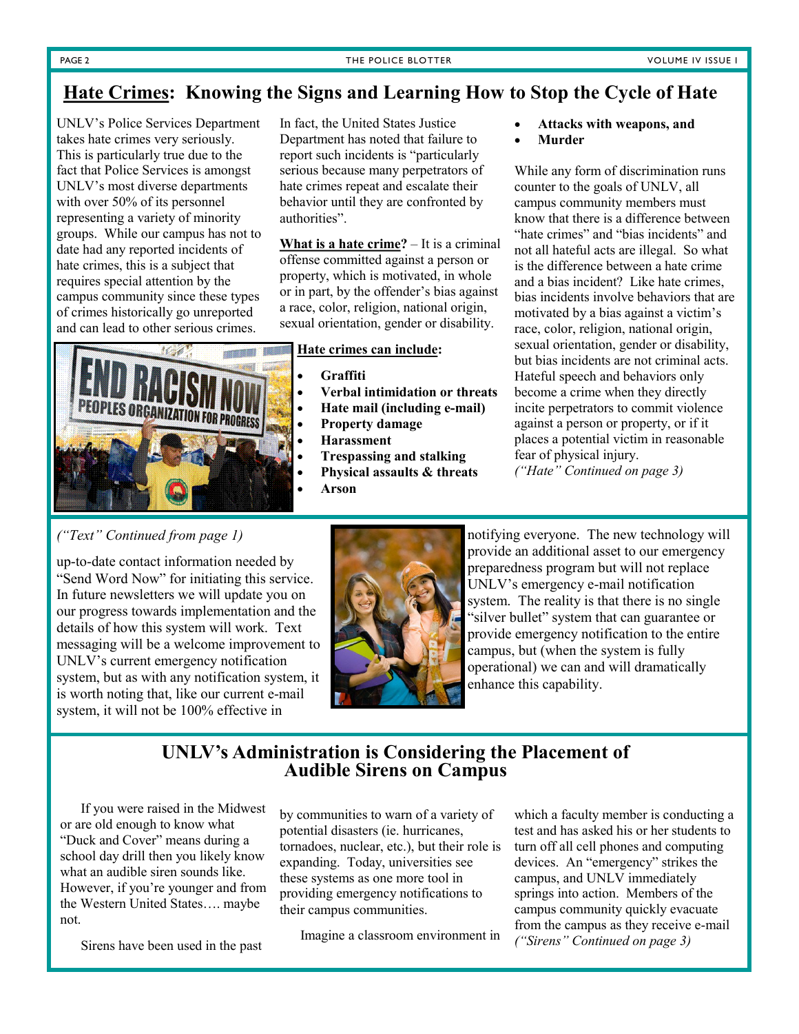## Hate Crimes: Knowing the Signs and Learning How to Stop the Cycle of Hate

UNLV's Police Services Department takes hate crimes very seriously. This is particularly true due to the fact that Police Services is amongst UNLV's most diverse departments with over 50% of its personnel representing a variety of minority groups. While our campus has not to date had any reported incidents of hate crimes, this is a subject that requires special attention by the campus community since these types of crimes historically go unreported and can lead to other serious crimes.

In fact, the United States Justice Department has noted that failure to report such incidents is "particularly serious because many perpetrators of hate crimes repeat and escalate their behavior until they are confronted by authorities".

**What is a hate crime?** – It is a criminal offense committed against a person or property, which is motivated, in whole or in part, by the offender's bias against a race, color, religion, national origin, sexual orientation, gender or disability.

**Hate crimes can include:**

- **Graffiti**
- **Verbal intimidation or threats**
- **Hate mail (including e-mail)**
- **Property damage**
- **Harassment**
- **Trespassing and stalking**
- **Physical assaults & threats**
- **Arson**
- **Attacks with weapons, and**
- **Murder**

While any form of discrimination runs counter to the goals of UNLV, all campus community members must know that there is a difference between "hate crimes" and "bias incidents" and not all hateful acts are illegal. So what is the difference between a hate crime and a bias incident? Like hate crimes, bias incidents involve behaviors that are motivated by a bias against a victim's race, color, religion, national origin, sexual orientation, gender or disability, but bias incidents are not criminal acts. Hateful speech and behaviors only become a crime when they directly incite perpetrators to commit violence against a person or property, or if it places a potential victim in reasonable fear of physical injury.

*("Hate" Continued on page 3)*

*("Text" Continued from page 1)*

up-to-date contact information needed by "Send Word Now" for initiating this service. In future newsletters we will update you on our progress towards implementation and the details of how this system will work. Text messaging will be a welcome improvement to UNLV's current emergency notification system, but as with any notification system, it is worth noting that, like our current e-mail system, it will not be 100% effective in notifying everyone. The new technology will provide an additional asset to our emergency preparedness program but will not replace UNLV's emergency e-mail notification system. The reality is that there is no single "silver bullet" system that can guarantee or provide emergency notification to the entire campus, but (when the system is fully operational) we can and will dramatically enhance this capability.

## UNLV's Administration is Considering the Placement of Audible Sirens on Campus

If you were raised in the Midwest or are old enough to know what "Duck and Cover" means during a school day drill then you likely know what an audible siren sounds like. However, if you're younger and from the Western United States…. maybe not.

Sirens have been used in the past by communities to warn of a variety of potential disasters (ie. hurricanes, tornadoes, nuclear, etc.), but their role is expanding. Today, universities see these systems as one more tool in providing emergency notifications to their campus communities.

Imagine a classroom environment in which a faculty member is conducting a test and has asked his or her students to turn off all cell phones and computing devices. An "emergency" strikes the campus, and UNLV immediately springs into action. Members of the campus community quickly evacuate from the campus as they receive e-mail

*("Sirens" Continued on page 3)*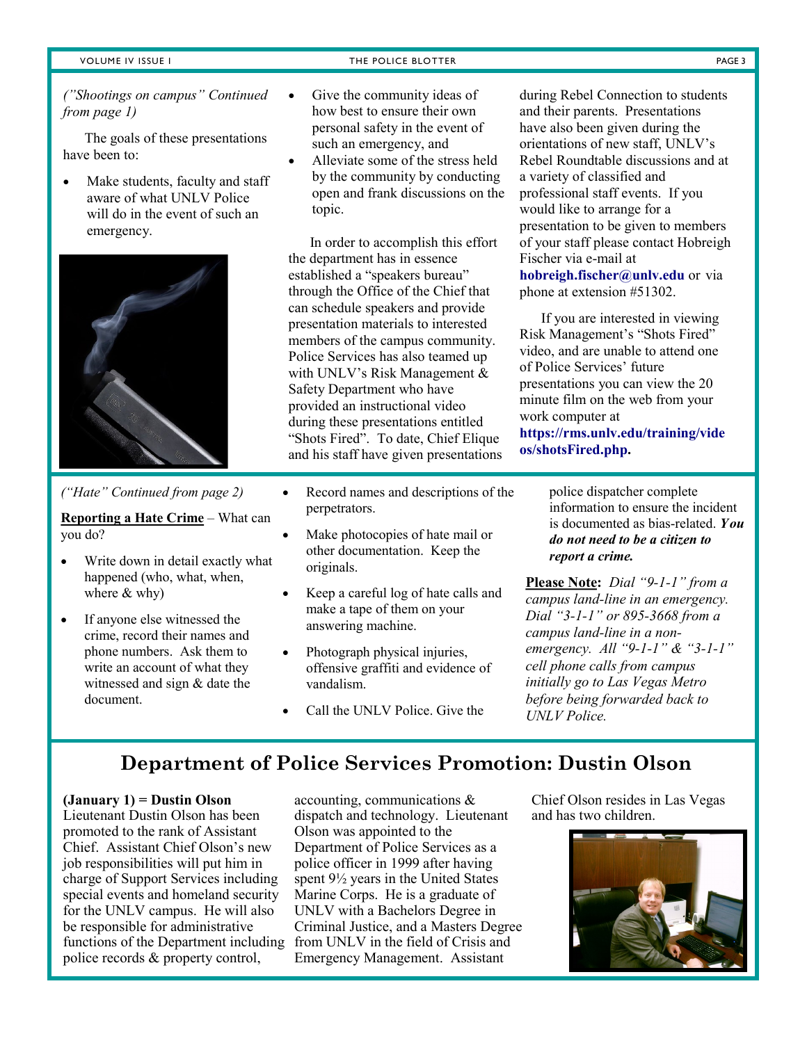*("Shootings on campus" Continued from page 1)*

The goals of these presentations have been to:

- Make students, faculty and staff aware of what UNLV Police will do in the event of such an emergency.
- Give the community ideas of how best to ensure their own personal safety in the event of such an emergency, and
- Alleviate some of the stress held by the community by conducting open and frank discussions on the topic.

In order to accomplish this effort the department has in essence established a "speakers bureau" through the Office of the Chief that can schedule speakers and provide presentation materials to interested members of the campus community. Police Services has also teamed up with UNLV's Risk Management & Safety Department who have provided an instructional video during these presentations entitled "Shots Fired". To date, Chief Elique and his staff have given presentations during Rebel Connection to students and their parents. Presentations have also been given during the orientations of new staff, UNLV's Rebel Roundtable discussions and at a variety of classified and professional staff events. If you would like to arrange for a presentation to be given to members of your staff please contact Hobreigh Fischer via e-mail at **hobreigh.fischer@unlv.edu** or via phone at extension #51302.

If you are interested in viewing Risk Management's "Shots Fired" video, and are unable to attend one of Police Services' future presentations you can view the 20 minute film on the web from your work computer at **https://rms.unlv.edu/training/videos/shotsFired.php.**

*("Hate" Continued from page 2)*

**Reporting a Hate Crime** – What can you do?

- Write down in detail exactly what happened (who, what, when, where & why)
- If anyone else witnessed the crime, record their names and phone numbers. Ask them to write an account of what they witnessed and sign & date the document.
- Record names and descriptions of the perpetrators.
- Make photocopies of hate mail or other documentation. Keep the originals.
- Keep a careful log of hate calls and make a tape of them on your answering machine.
- Photograph physical injuries, offensive graffiti and evidence of vandalism.
- Call the UNLV Police. Give the police dispatcher complete information to ensure the incident is documented as bias-related. ***You do not need to be a citizen to report a crime.***

**Please Note:** *Dial "9-1-1" from a campus land-line in an emergency. Dial "3-1-1" or 895-3668 from a campus land-line in a non-emergency. All "9-1-1" & "3-1-1" cell phone calls from campus initially go to Las Vegas Metro before being forwarded back to UNLV Police.*

## Department of Police Services Promotion: Dustin Olson

**(January 1) = Dustin Olson**
Lieutenant Dustin Olson has been promoted to the rank of Assistant Chief. Assistant Chief Olson's new job responsibilities will put him in charge of Support Services including special events and homeland security for the UNLV campus. He will also be responsible for administrative functions of the Department including police records & property control, accounting, communications & dispatch and technology. Lieutenant Olson was appointed to the Department of Police Services as a police officer in 1999 after having spent 9½ years in the United States Marine Corps. He is a graduate of UNLV with a Bachelors Degree in Criminal Justice, and a Masters Degree from UNLV in the field of Crisis and Emergency Management. Assistant Chief Olson resides in Las Vegas and has two children.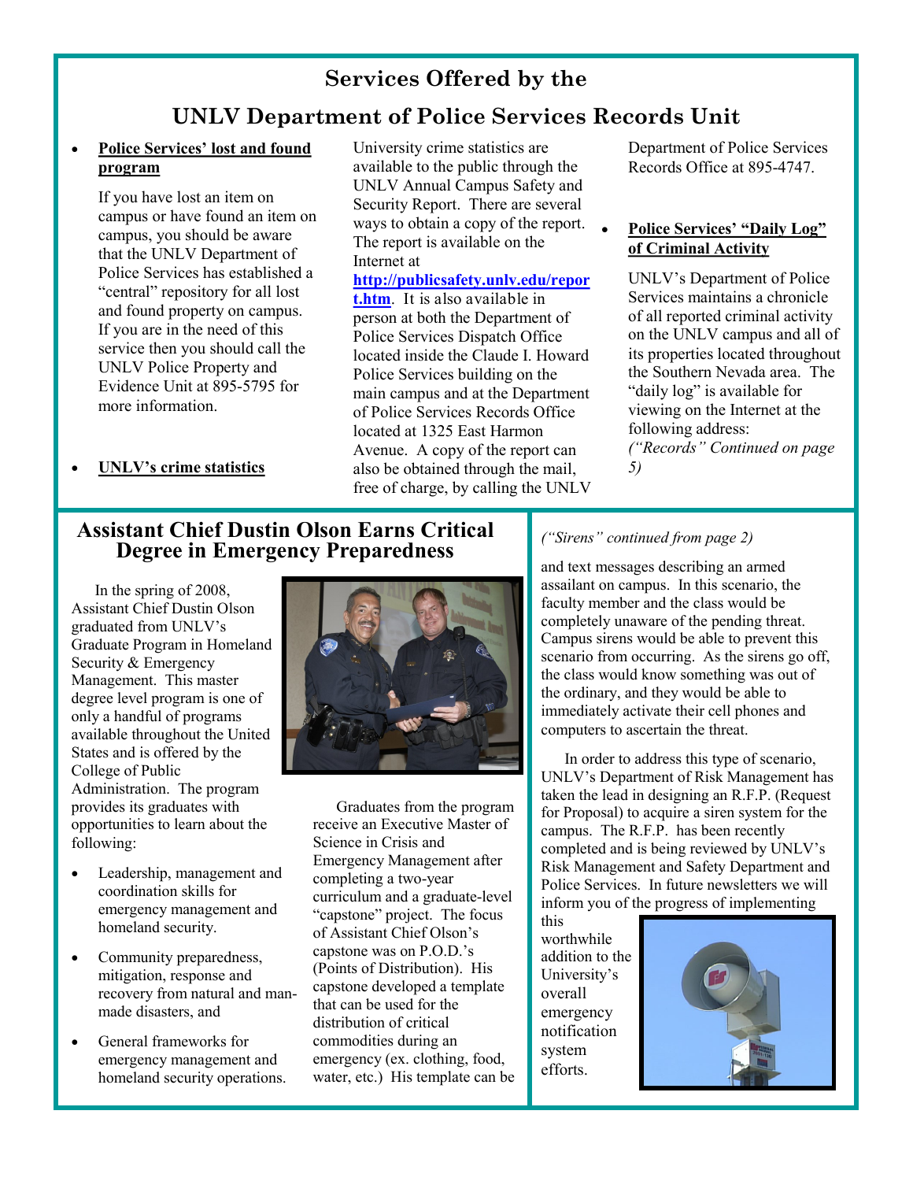# Services Offered by the UNLV Department of Police Services Records Unit

- **Police Services' lost and found program**

  If you have lost an item on campus or have found an item on campus, you should be aware that the UNLV Department of Police Services has established a "central" repository for all lost and found property on campus. If you are in the need of this service then you should call the UNLV Police Property and Evidence Unit at 895-5795 for more information.

- **UNLV's crime statistics**

  University crime statistics are available to the public through the UNLV Annual Campus Safety and Security Report. There are several ways to obtain a copy of the report. The report is available on the Internet at **http://publicsafety.unlv.edu/report.htm**. It is also available in person at both the Department of Police Services Dispatch Office located inside the Claude I. Howard Police Services building on the main campus and at the Department of Police Services Records Office located at 1325 East Harmon Avenue. A copy of the report can also be obtained through the mail, free of charge, by calling the UNLV Department of Police Services Records Office at 895-4747.

- **Police Services' "Daily Log" of Criminal Activity**

  UNLV's Department of Police Services maintains a chronicle of all reported criminal activity on the UNLV campus and all of its properties located throughout the Southern Nevada area. The "daily log" is available for viewing on the Internet at the following address: *("Records" Continued on page 5)*

## Assistant Chief Dustin Olson Earns Critical Degree in Emergency Preparedness

In the spring of 2008, Assistant Chief Dustin Olson graduated from UNLV's Graduate Program in Homeland Security & Emergency Management. This master degree level program is one of only a handful of programs available throughout the United States and is offered by the College of Public Administration. The program provides its graduates with opportunities to learn about the following:

- Leadership, management and coordination skills for emergency management and homeland security.
- Community preparedness, mitigation, response and recovery from natural and man-made disasters, and
- General frameworks for emergency management and homeland security operations.

Graduates from the program receive an Executive Master of Science in Crisis and Emergency Management after completing a two-year curriculum and a graduate-level "capstone" project. The focus of Assistant Chief Olson's capstone was on P.O.D.'s (Points of Distribution). His capstone developed a template that can be used for the distribution of critical commodities during an emergency (ex. clothing, food, water, etc.) His template can be

*("Sirens" continued from page 2)*

and text messages describing an armed assailant on campus. In this scenario, the faculty member and the class would be completely unaware of the pending threat. Campus sirens would be able to prevent this scenario from occurring. As the sirens go off, the class would know something was out of the ordinary, and they would be able to immediately activate their cell phones and computers to ascertain the threat.

In order to address this type of scenario, UNLV's Department of Risk Management has taken the lead in designing an R.F.P. (Request for Proposal) to acquire a siren system for the campus. The R.F.P. has been recently completed and is being reviewed by UNLV's Risk Management and Safety Department and Police Services. In future newsletters we will inform you of the progress of implementing this worthwhile addition to the University's overall emergency notification system efforts.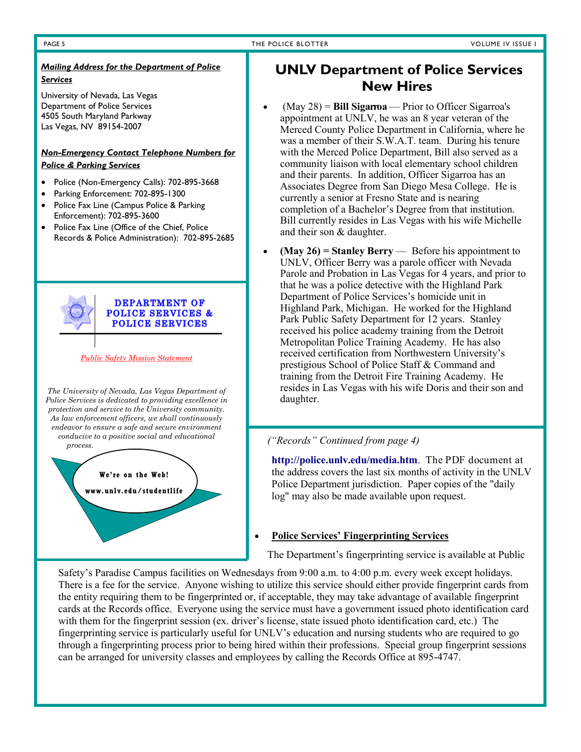***Mailing Address for the Department of Police Services***

University of Nevada, Las Vegas
Department of Police Services
4505 South Maryland Parkway
Las Vegas, NV 89154-2007

***Non-Emergency Contact Telephone Numbers for Police & Parking Services***

- Police (Non-Emergency Calls): 702-895-3668
- Parking Enforcement: 702-895-1300
- Police Fax Line (Campus Police & Parking Enforcement): 702-895-3600
- Police Fax Line (Office of the Chief, Police Records & Police Administration): 702-895-2685

**DEPARTMENT OF POLICE SERVICES & POLICE SERVICES**

*Public Safety Mission Statement*

*The University of Nevada, Las Vegas Department of Police Services is dedicated to providing excellence in protection and service to the University community. As law enforcement officers, we shall continuously endeavor to ensure a safe and secure environment conducive to a positive social and educational process.*

**We're on the Web!**

**www.unlv.edu/studentlife**

# UNLV Department of Police Services New Hires

- (May 28) = **Bill Sigarroa** — Prior to Officer Sigarroa's appointment at UNLV, he was an 8 year veteran of the Merced County Police Department in California, where he was a member of their S.W.A.T. team. During his tenure with the Merced Police Department, Bill also served as a community liaison with local elementary school children and their parents. In addition, Officer Sigarroa has an Associates Degree from San Diego Mesa College. He is currently a senior at Fresno State and is nearing completion of a Bachelor's Degree from that institution. Bill currently resides in Las Vegas with his wife Michelle and their son & daughter.
- **(May 26) = Stanley Berry** — Before his appointment to UNLV, Officer Berry was a parole officer with Nevada Parole and Probation in Las Vegas for 4 years, and prior to that he was a police detective with the Highland Park Department of Police Services's homicide unit in Highland Park, Michigan. He worked for the Highland Park Public Safety Department for 12 years. Stanley received his police academy training from the Detroit Metropolitan Police Training Academy. He has also received certification from Northwestern University's prestigious School of Police Staff & Command and training from the Detroit Fire Training Academy. He resides in Las Vegas with his wife Doris and their son and daughter.

*("Records" Continued from page 4)*

**http://police.unlv.edu/media.htm**. The PDF document at the address covers the last six months of activity in the UNLV Police Department jurisdiction. Paper copies of the "daily log" may also be made available upon request.

- **Police Services' Fingerprinting Services**

The Department's fingerprinting service is available at Public Safety's Paradise Campus facilities on Wednesdays from 9:00 a.m. to 4:00 p.m. every week except holidays. There is a fee for the service. Anyone wishing to utilize this service should either provide fingerprint cards from the entity requiring them to be fingerprinted or, if acceptable, they may take advantage of available fingerprint cards at the Records office. Everyone using the service must have a government issued photo identification card with them for the fingerprint session (ex. driver's license, state issued photo identification card, etc.) The fingerprinting service is particularly useful for UNLV's education and nursing students who are required to go through a fingerprinting process prior to being hired within their professions. Special group fingerprint sessions can be arranged for university classes and employees by calling the Records Office at 895-4747.